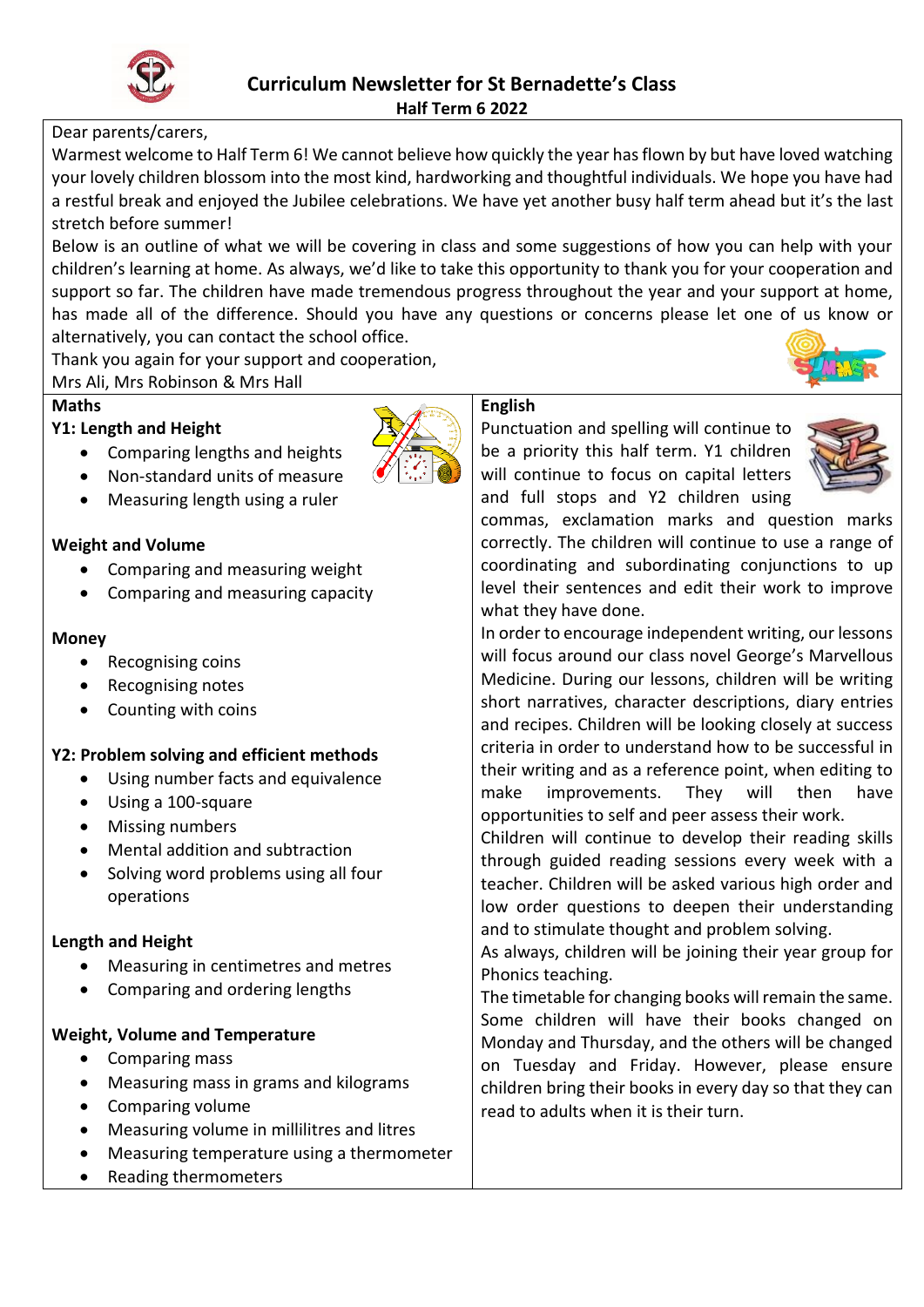# Curriculum Newsletter for St Bernadette's Class

**Half Term 6 2022**

Dear parents/carers,

Warmest welcome to Half Term 6! We cannot believe how quickly the year has flown by but have loved watching your lovely children blossom into the most kind, hardworking and thoughtful individuals. We hope you have had a restful break and enjoyed the Jubilee celebrations. We have yet another busy half term ahead but it's the last stretch before summer!

Below is an outline of what we will be covering in class and some suggestions of how you can help with your children's learning at home. As always, we'd like to take this opportunity to thank you for your cooperation and support so far. The children have made tremendous progress throughout the year and your support at home, has made all of the difference. Should you have any questions or concerns please let one of us know or alternatively, you can contact the school office.

Thank you again for your support and cooperation,

Mrs Ali, Mrs Robinson & Mrs Hall

## Maths

**Y1: Length and Height**

- Comparing lengths and heights
- Non-standard units of measure
- Measuring length using a ruler

**Weight and Volume**

- Comparing and measuring weight
- Comparing and measuring capacity

**Money**

- Recognising coins
- Recognising notes
- Counting with coins

**Y2: Problem solving and efficient methods**

- Using number facts and equivalence
- Using a 100-square
- Missing numbers
- Mental addition and subtraction
- Solving word problems using all four operations

**Length and Height**

- Measuring in centimetres and metres
- Comparing and ordering lengths

**Weight, Volume and Temperature**

- Comparing mass
- Measuring mass in grams and kilograms
- Comparing volume
- Measuring volume in millilitres and litres
- Measuring temperature using a thermometer
- Reading thermometers

## English

Punctuation and spelling will continue to be a priority this half term. Y1 children will continue to focus on capital letters and full stops and Y2 children using commas, exclamation marks and question marks correctly. The children will continue to use a range of coordinating and subordinating conjunctions to up level their sentences and edit their work to improve what they have done.

In order to encourage independent writing, our lessons will focus around our class novel George's Marvellous Medicine. During our lessons, children will be writing short narratives, character descriptions, diary entries and recipes. Children will be looking closely at success criteria in order to understand how to be successful in their writing and as a reference point, when editing to make improvements. They will then have opportunities to self and peer assess their work.

Children will continue to develop their reading skills through guided reading sessions every week with a teacher. Children will be asked various high order and low order questions to deepen their understanding and to stimulate thought and problem solving.

As always, children will be joining their year group for Phonics teaching.

The timetable for changing books will remain the same. Some children will have their books changed on Monday and Thursday, and the others will be changed on Tuesday and Friday. However, please ensure children bring their books in every day so that they can read to adults when it is their turn.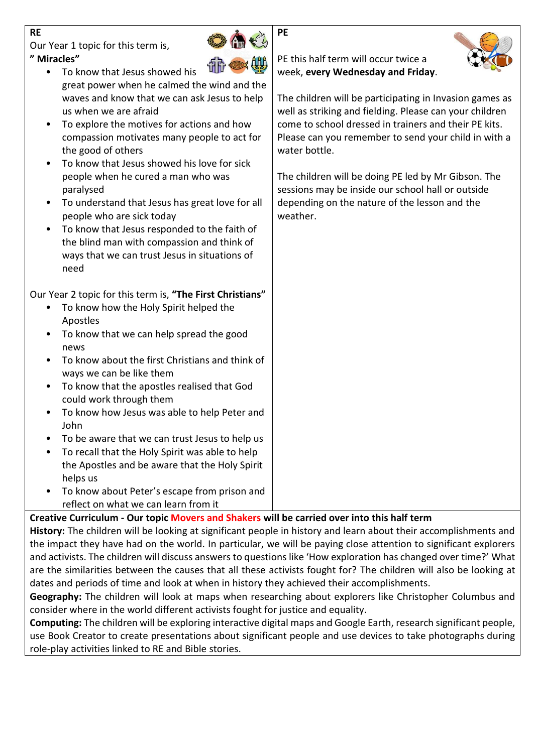## RE

Our Year 1 topic for this term is,
**" Miracles"**

- To know that Jesus showed his great power when he calmed the wind and the waves and know that we can ask Jesus to help us when we are afraid
- To explore the motives for actions and how compassion motivates many people to act for the good of others
- To know that Jesus showed his love for sick people when he cured a man who was paralysed
- To understand that Jesus has great love for all people who are sick today
- To know that Jesus responded to the faith of the blind man with compassion and think of ways that we can trust Jesus in situations of need

Our Year 2 topic for this term is, **"The First Christians"**

- To know how the Holy Spirit helped the Apostles
- To know that we can help spread the good news
- To know about the first Christians and think of ways we can be like them
- To know that the apostles realised that God could work through them
- To know how Jesus was able to help Peter and John
- To be aware that we can trust Jesus to help us
- To recall that the Holy Spirit was able to help the Apostles and be aware that the Holy Spirit helps us
- To know about Peter's escape from prison and reflect on what we can learn from it

## PE

PE this half term will occur twice a week, **every Wednesday and Friday**.

The children will be participating in Invasion games as well as striking and fielding. Please can your children come to school dressed in trainers and their PE kits. Please can you remember to send your child in with a water bottle.

The children will be doing PE led by Mr Gibson. The sessions may be inside our school hall or outside depending on the nature of the lesson and the weather.

**Creative Curriculum - Our topic Movers and Shakers will be carried over into this half term**

**History:** The children will be looking at significant people in history and learn about their accomplishments and the impact they have had on the world. In particular, we will be paying close attention to significant explorers and activists. The children will discuss answers to questions like 'How exploration has changed over time?' What are the similarities between the causes that all these activists fought for? The children will also be looking at dates and periods of time and look at when in history they achieved their accomplishments.

**Geography:** The children will look at maps when researching about explorers like Christopher Columbus and consider where in the world different activists fought for justice and equality.

**Computing:** The children will be exploring interactive digital maps and Google Earth, research significant people, use Book Creator to create presentations about significant people and use devices to take photographs during role-play activities linked to RE and Bible stories.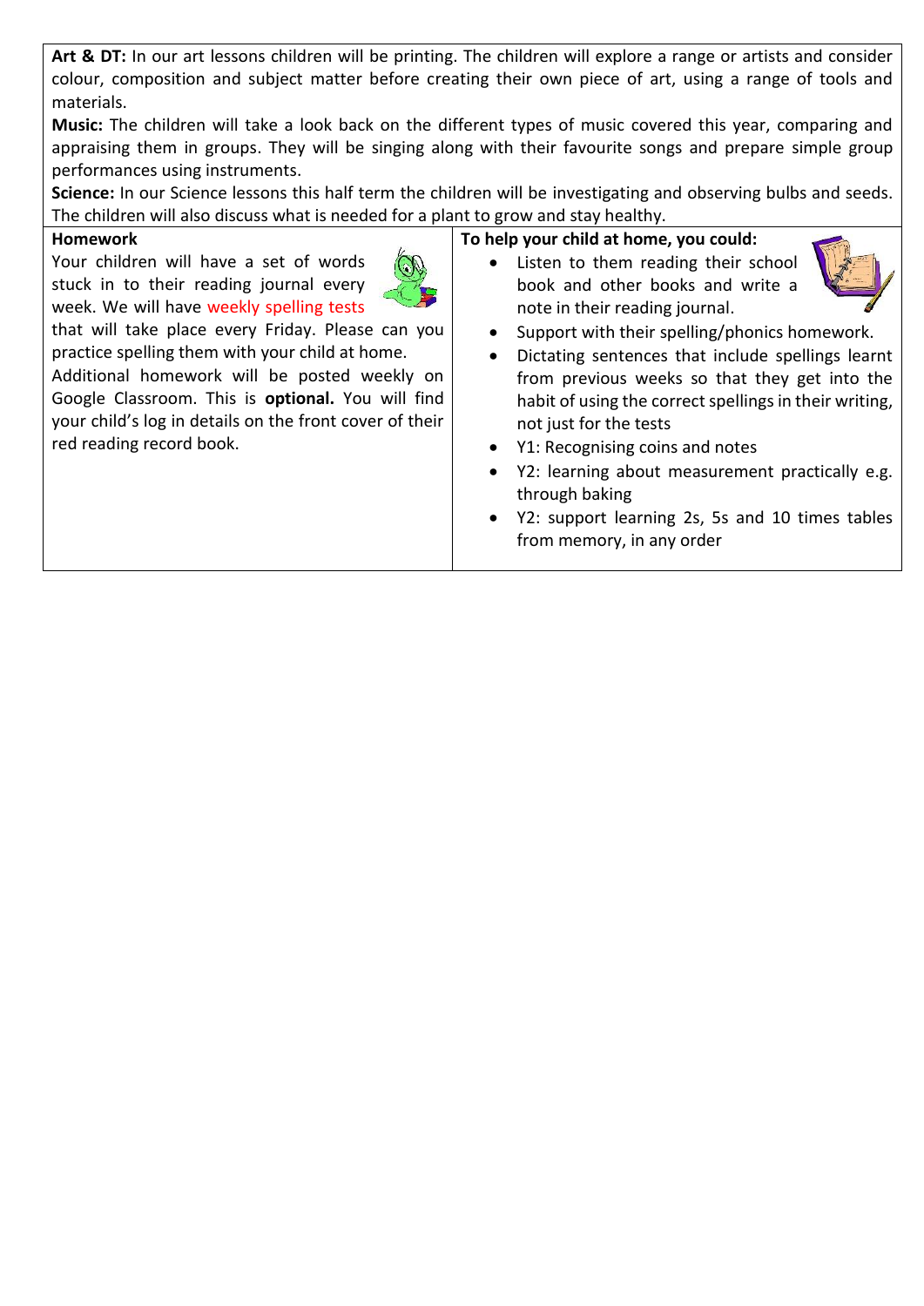**Art & DT:** In our art lessons children will be printing. The children will explore a range or artists and consider colour, composition and subject matter before creating their own piece of art, using a range of tools and materials.

**Music:** The children will take a look back on the different types of music covered this year, comparing and appraising them in groups. They will be singing along with their favourite songs and prepare simple group performances using instruments.

**Science:** In our Science lessons this half term the children will be investigating and observing bulbs and seeds. The children will also discuss what is needed for a plant to grow and stay healthy.

**Homework**

Your children will have a set of words stuck in to their reading journal every week. We will have weekly spelling tests that will take place every Friday. Please can you practice spelling them with your child at home.

Additional homework will be posted weekly on Google Classroom. This is **optional.** You will find your child's log in details on the front cover of their red reading record book.

**To help your child at home, you could:**

- Listen to them reading their school book and other books and write a note in their reading journal.
- Support with their spelling/phonics homework.
- Dictating sentences that include spellings learnt from previous weeks so that they get into the habit of using the correct spellings in their writing, not just for the tests
- Y1: Recognising coins and notes
- Y2: learning about measurement practically e.g. through baking
- Y2: support learning 2s, 5s and 10 times tables from memory, in any order